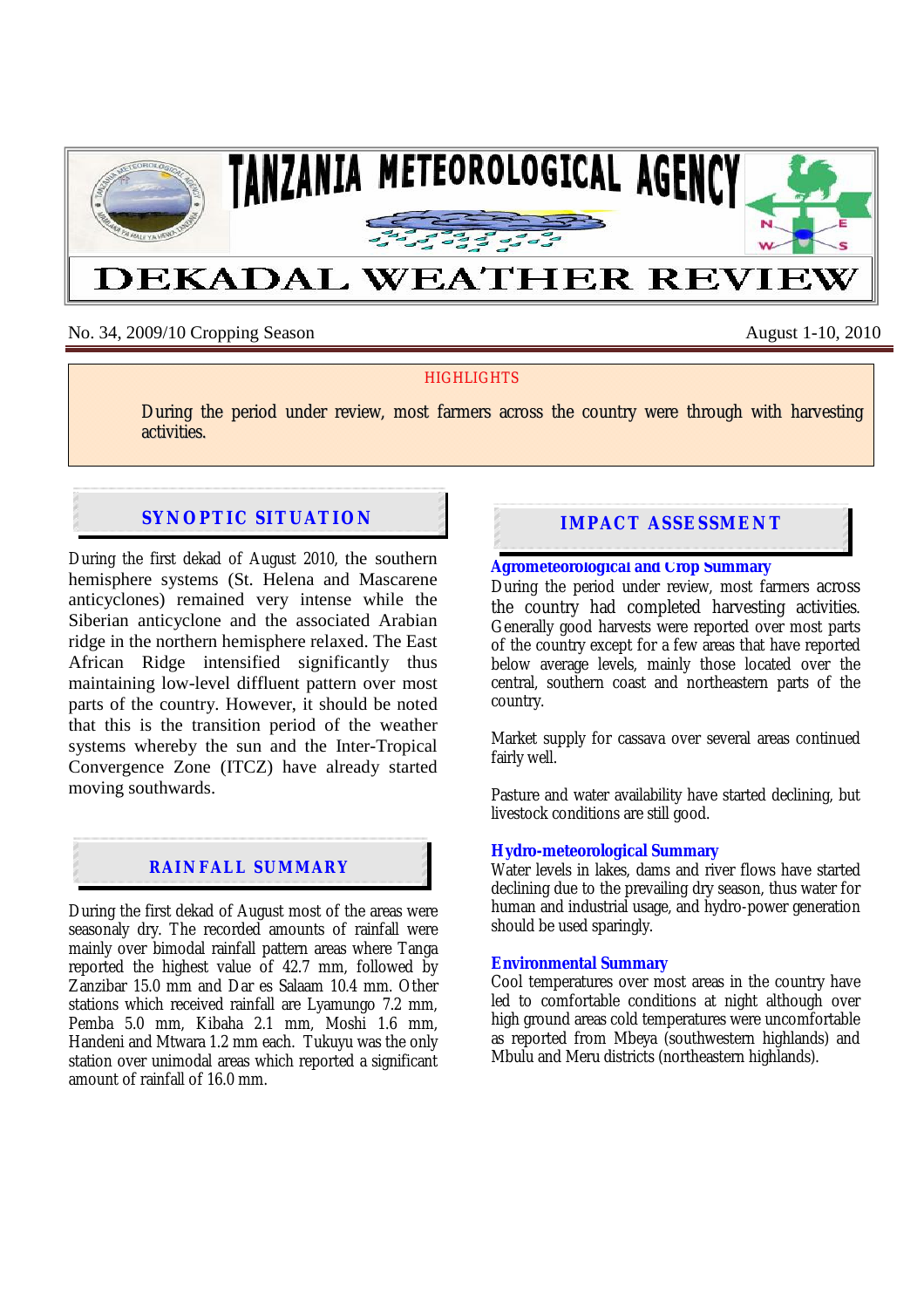# TANZANIA METEOROLOGICAL AGENCY

# DEKADAL WEATHER REVIEW

No. 34, 2009/10 Cropping Season | August 1-10, 2010

**HIGHLIGHTS**

During the period under review, most farmers across the country were through with harvesting activities.

## SYNOPTIC SITUATION

During the first dekad of August 2010, the southern hemisphere systems (St. Helena and Mascarene anticyclones) remained very intense while the Siberian anticyclone and the associated Arabian ridge in the northern hemisphere relaxed. The East African Ridge intensified significantly thus maintaining low-level diffluent pattern over most parts of the country. However, it should be noted that this is the transition period of the weather systems whereby the sun and the Inter-Tropical Convergence Zone (ITCZ) have already started moving southwards.

## RAINFALL SUMMARY

During the first dekad of August most of the areas were seasonaly dry. The recorded amounts of rainfall were mainly over bimodal rainfall pattern areas where Tanga reported the highest value of 42.7 mm, followed by Zanzibar 15.0 mm and Dar es Salaam 10.4 mm. Other stations which received rainfall are Lyamungo 7.2 mm, Pemba 5.0 mm, Kibaha 2.1 mm, Moshi 1.6 mm, Handeni and Mtwara 1.2 mm each. Tukuyu was the only station over unimodal areas which reported a significant amount of rainfall of 16.0 mm.

## IMPACT ASSESSMENT

### Agrometeorological and Crop Summary

During the period under review, most farmers across the country had completed harvesting activities. Generally good harvests were reported over most parts of the country except for a few areas that have reported below average levels, mainly those located over the central, southern coast and northeastern parts of the country.

Market supply for cassava over several areas continued fairly well.

Pasture and water availability have started declining, but livestock conditions are still good.

### Hydro-meteorological Summary

Water levels in lakes, dams and river flows have started declining due to the prevailing dry season, thus water for human and industrial usage, and hydro-power generation should be used sparingly.

### Environmental Summary

Cool temperatures over most areas in the country have led to comfortable conditions at night although over high ground areas cold temperatures were uncomfortable as reported from Mbeya (southwestern highlands) and Mbulu and Meru districts (northeastern highlands).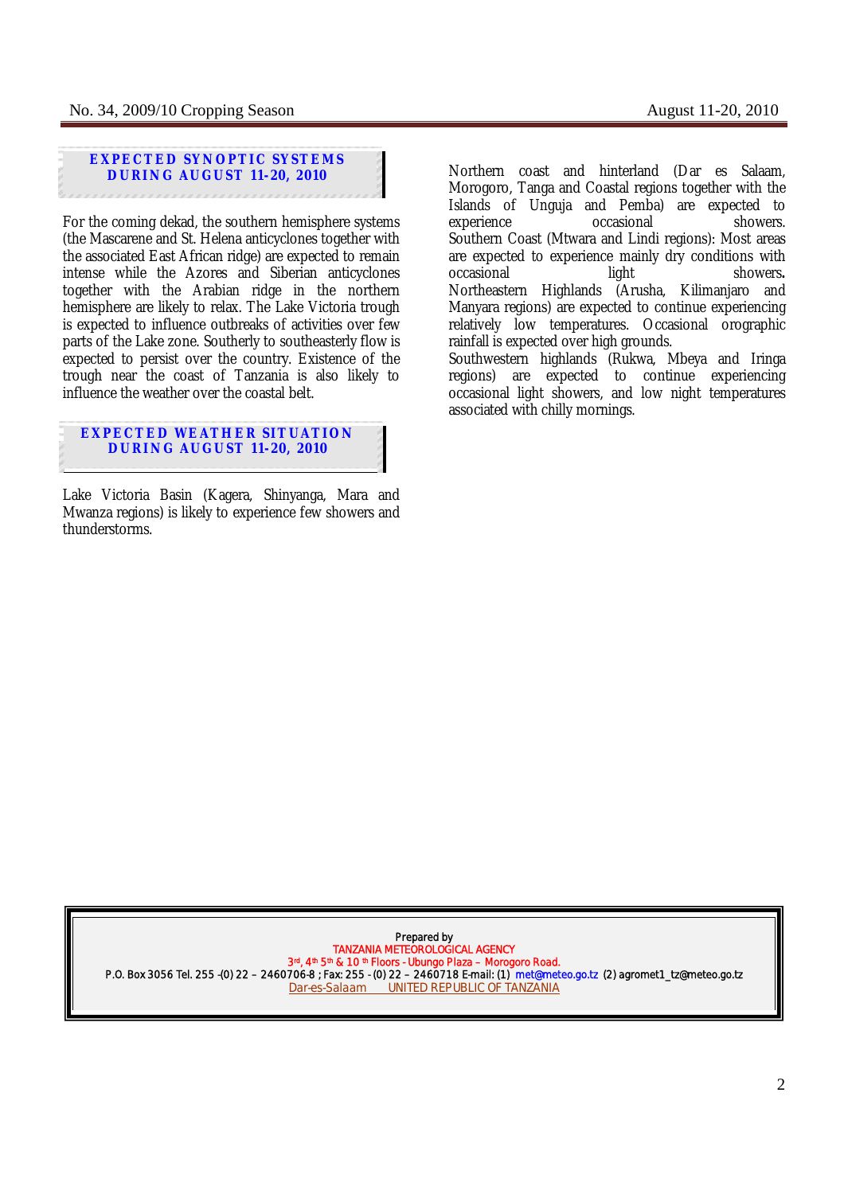## EXPECTED SYNOPTIC SYSTEMS DURING AUGUST 11-20, 2010

For the coming dekad, the southern hemisphere systems (the Mascarene and St. Helena anticyclones together with the associated East African ridge) are expected to remain intense while the Azores and Siberian anticyclones together with the Arabian ridge in the northern hemisphere are likely to relax. The Lake Victoria trough is expected to influence outbreaks of activities over few parts of the Lake zone. Southerly to southeasterly flow is expected to persist over the country. Existence of the trough near the coast of Tanzania is also likely to influence the weather over the coastal belt.

## EXPECTED WEATHER SITUATION DURING AUGUST 11-20, 2010

Lake Victoria Basin (Kagera, Shinyanga, Mara and Mwanza regions) is likely to experience few showers and thunderstorms.

Northern coast and hinterland (Dar es Salaam, Morogoro, Tanga and Coastal regions together with the Islands of Unguja and Pemba) are expected to experience occasional showers.

Southern Coast (Mtwara and Lindi regions): Most areas are expected to experience mainly dry conditions with occasional light showers**.**

Northeastern Highlands (Arusha, Kilimanjaro and Manyara regions) are expected to continue experiencing relatively low temperatures. Occasional orographic rainfall is expected over high grounds.

Southwestern highlands (Rukwa, Mbeya and Iringa regions) are expected to continue experiencing occasional light showers, and low night temperatures associated with chilly mornings.

Prepared by
TANZANIA METEOROLOGICAL AGENCY
3rd, 4th 5th & 10 th Floors - Ubungo Plaza – Morogoro Road.
P.O. Box 3056 Tel. 255 -(0) 22 – 2460706-8 ; Fax: 255 - (0) 22 – 2460718 E-mail: (1) met@meteo.go.tz (2) agromet1_tz@meteo.go.tz
Dar-es-Salaam UNITED REPUBLIC OF TANZANIA